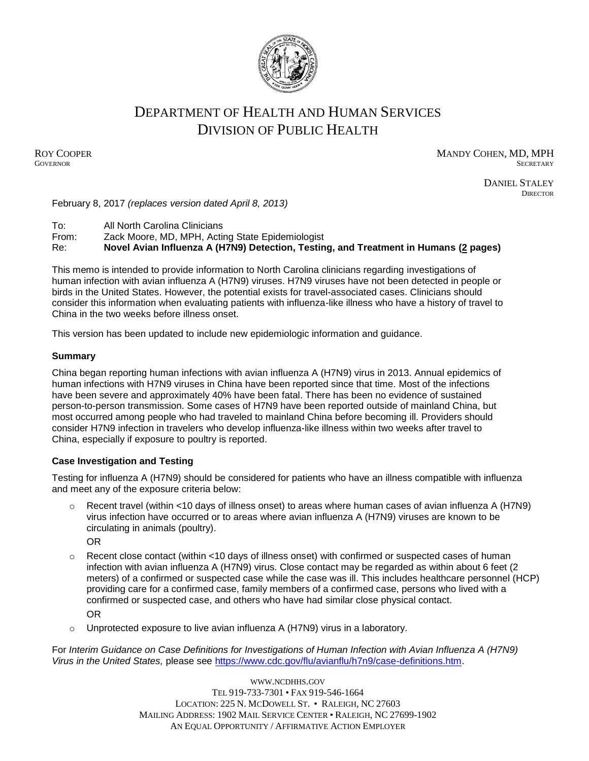# DEPARTMENT OF HEALTH AND HUMAN SERVICES
## DIVISION OF PUBLIC HEALTH

ROY COOPER
GOVERNOR

MANDY COHEN, MD, MPH
SECRETARY

DANIEL STALEY
DIRECTOR

February 8, 2017 *(replaces version dated April 8, 2013)*

To: All North Carolina Clinicians
From: Zack Moore, MD, MPH, Acting State Epidemiologist
Re: **Novel Avian Influenza A (H7N9) Detection, Testing, and Treatment in Humans (2 pages)**

This memo is intended to provide information to North Carolina clinicians regarding investigations of human infection with avian influenza A (H7N9) viruses. H7N9 viruses have not been detected in people or birds in the United States. However, the potential exists for travel-associated cases. Clinicians should consider this information when evaluating patients with influenza-like illness who have a history of travel to China in the two weeks before illness onset.

This version has been updated to include new epidemiologic information and guidance.

**Summary**

China began reporting human infections with avian influenza A (H7N9) virus in 2013. Annual epidemics of human infections with H7N9 viruses in China have been reported since that time. Most of the infections have been severe and approximately 40% have been fatal. There has been no evidence of sustained person-to-person transmission. Some cases of H7N9 have been reported outside of mainland China, but most occurred among people who had traveled to mainland China before becoming ill. Providers should consider H7N9 infection in travelers who develop influenza-like illness within two weeks after travel to China, especially if exposure to poultry is reported.

**Case Investigation and Testing**

Testing for influenza A (H7N9) should be considered for patients who have an illness compatible with influenza and meet any of the exposure criteria below:

- Recent travel (within <10 days of illness onset) to areas where human cases of avian influenza A (H7N9) virus infection have occurred or to areas where avian influenza A (H7N9) viruses are known to be circulating in animals (poultry).

  OR
- Recent close contact (within <10 days of illness onset) with confirmed or suspected cases of human infection with avian influenza A (H7N9) virus. Close contact may be regarded as within about 6 feet (2 meters) of a confirmed or suspected case while the case was ill. This includes healthcare personnel (HCP) providing care for a confirmed case, family members of a confirmed case, persons who lived with a confirmed or suspected case, and others who have had similar close physical contact.

  OR
- Unprotected exposure to live avian influenza A (H7N9) virus in a laboratory.

For *Interim Guidance on Case Definitions for Investigations of Human Infection with Avian Influenza A (H7N9) Virus in the United States,* please see https://www.cdc.gov/flu/avianflu/h7n9/case-definitions.htm.

WWW.NCDHHS.GOV
TEL 919-733-7301 • FAX 919-546-1664
LOCATION: 225 N. MCDOWELL ST. • RALEIGH, NC 27603
MAILING ADDRESS: 1902 MAIL SERVICE CENTER • RALEIGH, NC 27699-1902
AN EQUAL OPPORTUNITY / AFFIRMATIVE ACTION EMPLOYER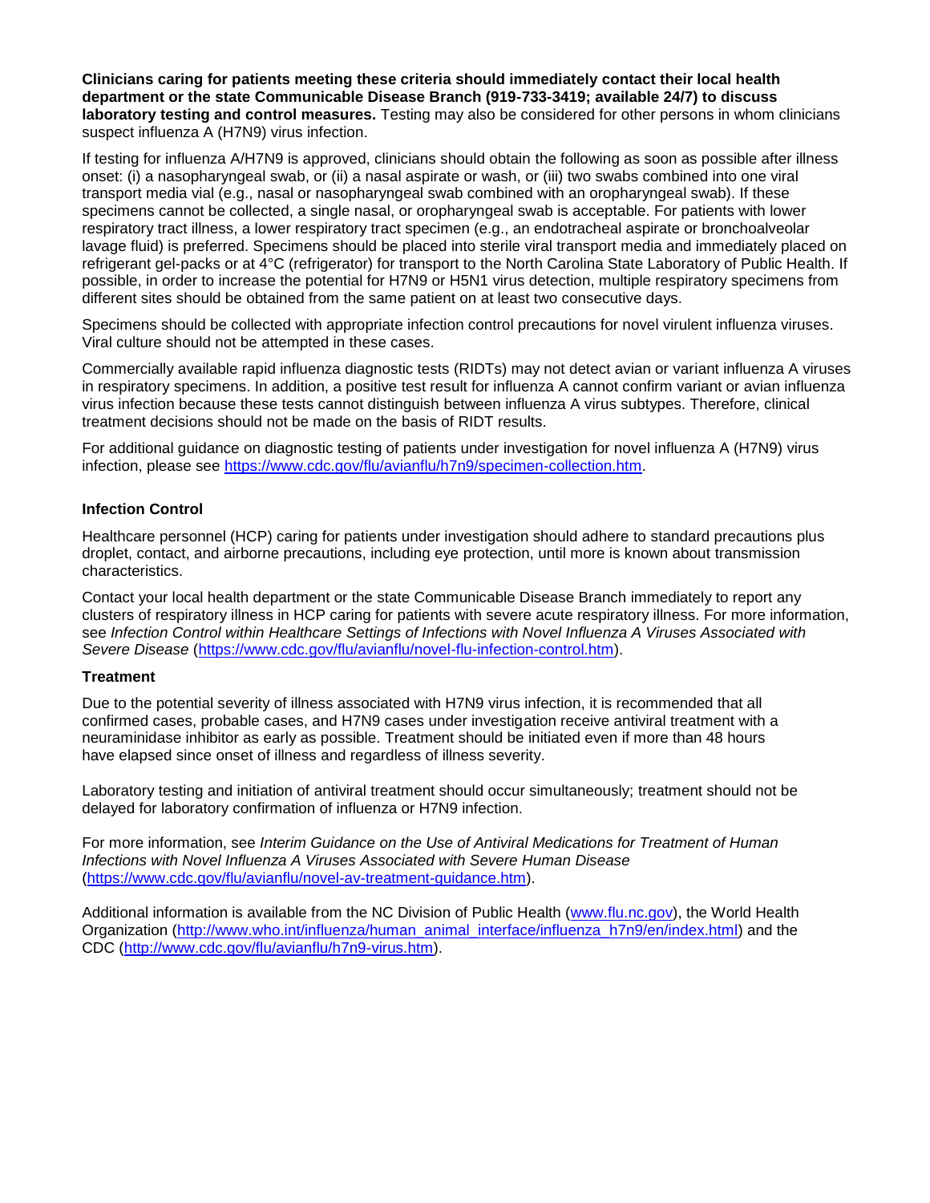**Clinicians caring for patients meeting these criteria should immediately contact their local health department or the state Communicable Disease Branch (919-733-3419; available 24/7) to discuss laboratory testing and control measures.** Testing may also be considered for other persons in whom clinicians suspect influenza A (H7N9) virus infection.

If testing for influenza A/H7N9 is approved, clinicians should obtain the following as soon as possible after illness onset: (i) a nasopharyngeal swab, or (ii) a nasal aspirate or wash, or (iii) two swabs combined into one viral transport media vial (e.g., nasal or nasopharyngeal swab combined with an oropharyngeal swab). If these specimens cannot be collected, a single nasal, or oropharyngeal swab is acceptable. For patients with lower respiratory tract illness, a lower respiratory tract specimen (e.g., an endotracheal aspirate or bronchoalveolar lavage fluid) is preferred. Specimens should be placed into sterile viral transport media and immediately placed on refrigerant gel-packs or at 4°C (refrigerator) for transport to the North Carolina State Laboratory of Public Health. If possible, in order to increase the potential for H7N9 or H5N1 virus detection, multiple respiratory specimens from different sites should be obtained from the same patient on at least two consecutive days.

Specimens should be collected with appropriate infection control precautions for novel virulent influenza viruses. Viral culture should not be attempted in these cases.

Commercially available rapid influenza diagnostic tests (RIDTs) may not detect avian or variant influenza A viruses in respiratory specimens. In addition, a positive test result for influenza A cannot confirm variant or avian influenza virus infection because these tests cannot distinguish between influenza A virus subtypes. Therefore, clinical treatment decisions should not be made on the basis of RIDT results.

For additional guidance on diagnostic testing of patients under investigation for novel influenza A (H7N9) virus infection, please see https://www.cdc.gov/flu/avianflu/h7n9/specimen-collection.htm.

**Infection Control**

Healthcare personnel (HCP) caring for patients under investigation should adhere to standard precautions plus droplet, contact, and airborne precautions, including eye protection, until more is known about transmission characteristics.

Contact your local health department or the state Communicable Disease Branch immediately to report any clusters of respiratory illness in HCP caring for patients with severe acute respiratory illness. For more information, see *Infection Control within Healthcare Settings of Infections with Novel Influenza A Viruses Associated with Severe Disease* (https://www.cdc.gov/flu/avianflu/novel-flu-infection-control.htm).

**Treatment**

Due to the potential severity of illness associated with H7N9 virus infection, it is recommended that all confirmed cases, probable cases, and H7N9 cases under investigation receive antiviral treatment with a neuraminidase inhibitor as early as possible. Treatment should be initiated even if more than 48 hours have elapsed since onset of illness and regardless of illness severity.

Laboratory testing and initiation of antiviral treatment should occur simultaneously; treatment should not be delayed for laboratory confirmation of influenza or H7N9 infection.

For more information, see *Interim Guidance on the Use of Antiviral Medications for Treatment of Human Infections with Novel Influenza A Viruses Associated with Severe Human Disease* (https://www.cdc.gov/flu/avianflu/novel-av-treatment-guidance.htm).

Additional information is available from the NC Division of Public Health (www.flu.nc.gov), the World Health Organization (http://www.who.int/influenza/human_animal_interface/influenza_h7n9/en/index.html) and the CDC (http://www.cdc.gov/flu/avianflu/h7n9-virus.htm).